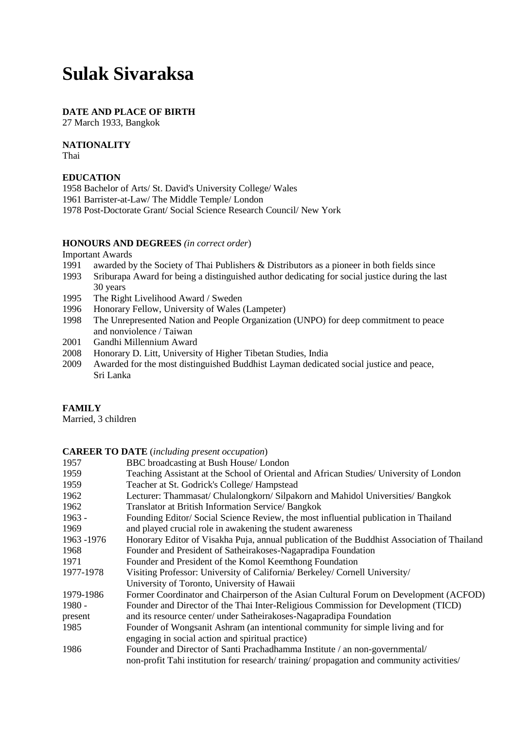# Sulak Sivaraksa

**DATE AND PLACE OF BIRTH**
27 March 1933, Bangkok

**NATIONALITY**
Thai

**EDUCATION**
1958 Bachelor of Arts/ St. David's University College/ Wales
1961 Barrister-at-Law/ The Middle Temple/ London
1978 Post-Doctorate Grant/ Social Science Research Council/ New York

**HONOURS AND DEGREES** *(in correct order*)

Important Awards

| | |
|---|---|
| 1991 | awarded by the Society of Thai Publishers & Distributors as a pioneer in both fields since |
| 1993 | Sriburapa Award for being a distinguished author dedicating for social justice during the last 30 years |
| 1995 | The Right Livelihood Award / Sweden |
| 1996 | Honorary Fellow, University of Wales (Lampeter) |
| 1998 | The Unrepresented Nation and People Organization (UNPO) for deep commitment to peace and nonviolence / Taiwan |
| 2001 | Gandhi Millennium Award |
| 2008 | Honorary D. Litt, University of Higher Tibetan Studies, India |
| 2009 | Awarded for the most distinguished Buddhist Layman dedicated social justice and peace, Sri Lanka |

**FAMILY**
Married, 3 children

**CAREER TO DATE** (*including present occupation*)

| | |
|---|---|
| 1957 | BBC broadcasting at Bush House/ London |
| 1959 | Teaching Assistant at the School of Oriental and African Studies/ University of London |
| 1959 | Teacher at St. Godrick's College/ Hampstead |
| 1962 | Lecturer: Thammasat/ Chulalongkorn/ Silpakorn and Mahidol Universities/ Bangkok |
| 1962 | Translator at British Information Service/ Bangkok |
| 1963 - 1969 | Founding Editor/ Social Science Review, the most influential publication in Thailand and played crucial role in awakening the student awareness |
| 1963 -1976 | Honorary Editor of Visakha Puja, annual publication of the Buddhist Association of Thailand |
| 1968 | Founder and President of Satheirakoses-Nagapradipa Foundation |
| 1971 | Founder and President of the Komol Keemthong Foundation |
| 1977-1978 | Visiting Professor: University of California/ Berkeley/ Cornell University/ University of Toronto, University of Hawaii |
| 1979-1986 | Former Coordinator and Chairperson of the Asian Cultural Forum on Development (ACFOD) |
| 1980 - present | Founder and Director of the Thai Inter-Religious Commission for Development (TICD) and its resource center/ under Satheirakoses-Nagapradipa Foundation |
| 1985 | Founder of Wongsanit Ashram (an intentional community for simple living and for engaging in social action and spiritual practice) |
| 1986 | Founder and Director of Santi Prachadhamma Institute / an non-governmental/ non-profit Tahi institution for research/ training/ propagation and community activities/ |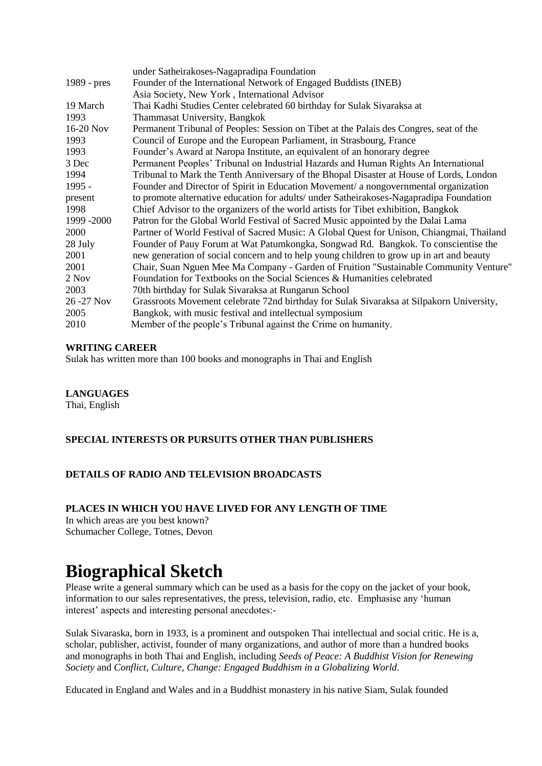| | |
|---|---|
| | under Satheirakoses-Nagapradipa Foundation |
| 1989 - pres | Founder of the International Network of Engaged Buddists (INEB) |
| | Asia Society, New York , International Advisor |
| 19 March 1993 | Thai Kadhi Studies Center celebrated 60 birthday for Sulak Sivaraksa at Thammasat University, Bangkok |
| 16-20 Nov 1993 | Permanent Tribunal of Peoples: Session on Tibet at the Palais des Congres, seat of the Council of Europe and the European Parliament, in Strasbourg, France |
| 1993 | Founder's Award at Naropa Institute, an equivalent of an honorary degree |
| 3 Dec 1994 | Permanent Peoples' Tribunal on Industrial Hazards and Human Rights An International Tribunal to Mark the Tenth Anniversary of the Bhopal Disaster at House of Lords, London |
| 1995 - present | Founder and Director of Spirit in Education Movement/ a nongovernmental organization to promote alternative education for adults/ under Satheirakoses-Nagapradipa Foundation |
| 1998 | Chief Advisor to the organizers of the world artists for Tibet exhibition, Bangkok |
| 1999 -2000 | Patron for the Global World Festival of Sacred Music appointed by the Dalai Lama |
| 2000 | Partner of World Festival of Sacred Music: A Global Quest for Unison, Chiangmai, Thailand |
| 28 July 2001 | Founder of Pauy Forum at Wat Patumkongka, Songwad Rd. Bangkok. To conscientise the new generation of social concern and to help young children to grow up in art and beauty |
| 2001 | Chair, Suan Nguen Mee Ma Company - Garden of Fruition "Sustainable Community Venture" |
| 2 Nov 2003 | Foundation for Textbooks on the Social Sciences & Humanities celebrated 70th birthday for Sulak Sivaraksa at Rungarun School |
| 26 -27 Nov 2005 | Grassroots Movement celebrate 72nd birthday for Sulak Sivaraksa at Silpakorn University, Bangkok, with music festival and intellectual symposium |
| 2010 | Member of the people's Tribunal against the Crime on humanity. |

**WRITING CAREER**

Sulak has written more than 100 books and monographs in Thai and English

**LANGUAGES**

Thai, English

**SPECIAL INTERESTS OR PURSUITS OTHER THAN PUBLISHERS**

**DETAILS OF RADIO AND TELEVISION BROADCASTS**

**PLACES IN WHICH YOU HAVE LIVED FOR ANY LENGTH OF TIME**

In which areas are you best known?
Schumacher College, Totnes, Devon

# Biographical Sketch

Please write a general summary which can be used as a basis for the copy on the jacket of your book, information to our sales representatives, the press, television, radio, etc. Emphasise any 'human interest' aspects and interesting personal anecdotes:-

Sulak Sivaraska, born in 1933, is a prominent and outspoken Thai intellectual and social critic. He is a, scholar, publisher, activist, founder of many organizations, and author of more than a hundred books and monographs in both Thai and English, including *Seeds of Peace: A Buddhist Vision for Renewing Society* and *Conflict, Culture, Change: Engaged Buddhism in a Globalizing World.*

Educated in England and Wales and in a Buddhist monastery in his native Siam, Sulak founded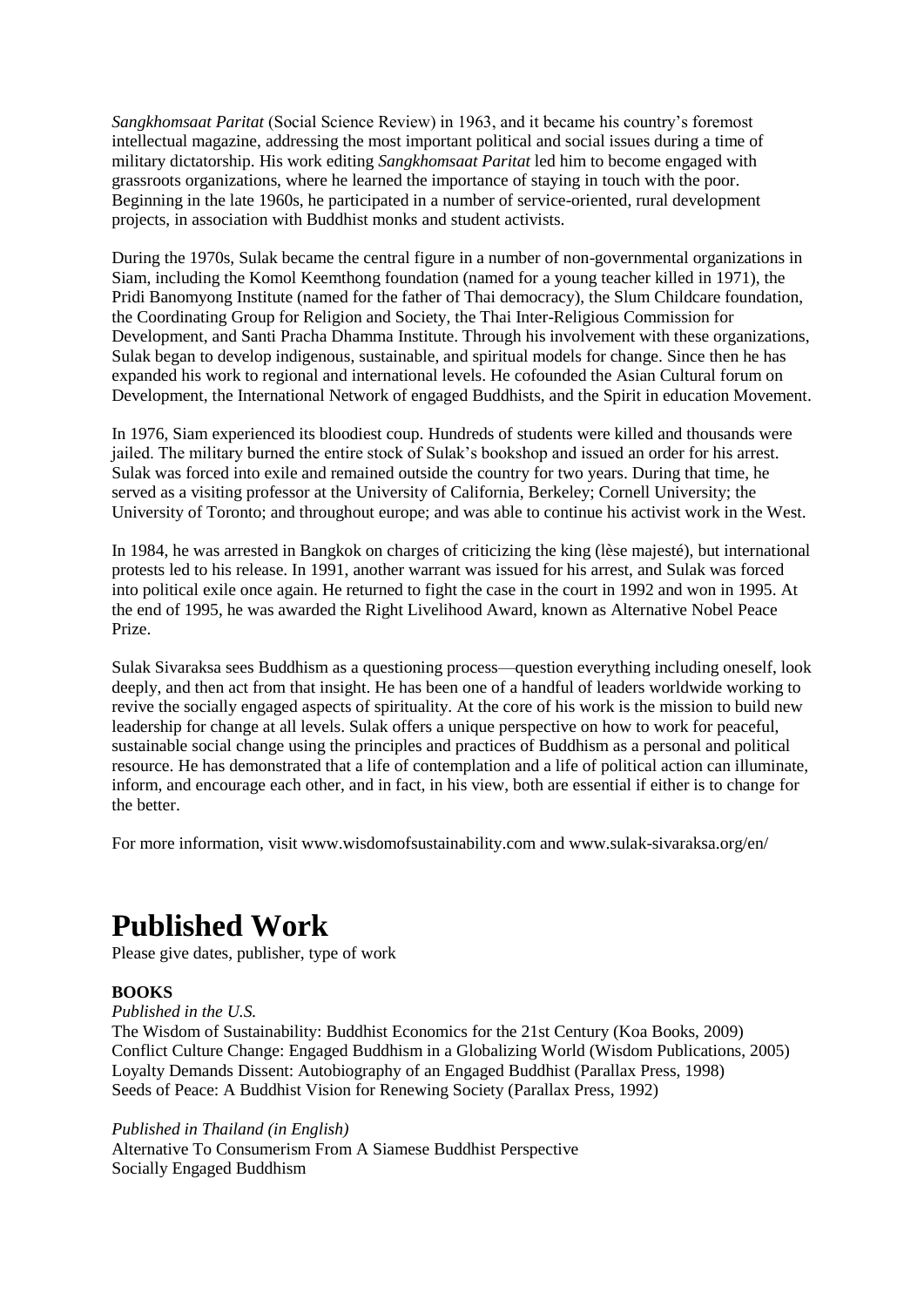*Sangkhomsaat Paritat* (Social Science Review) in 1963, and it became his country's foremost intellectual magazine, addressing the most important political and social issues during a time of military dictatorship. His work editing *Sangkhomsaat Paritat* led him to become engaged with grassroots organizations, where he learned the importance of staying in touch with the poor. Beginning in the late 1960s, he participated in a number of service-oriented, rural development projects, in association with Buddhist monks and student activists.

During the 1970s, Sulak became the central figure in a number of non-governmental organizations in Siam, including the Komol Keemthong foundation (named for a young teacher killed in 1971), the Pridi Banomyong Institute (named for the father of Thai democracy), the Slum Childcare foundation, the Coordinating Group for Religion and Society, the Thai Inter-Religious Commission for Development, and Santi Pracha Dhamma Institute. Through his involvement with these organizations, Sulak began to develop indigenous, sustainable, and spiritual models for change. Since then he has expanded his work to regional and international levels. He cofounded the Asian Cultural forum on Development, the International Network of engaged Buddhists, and the Spirit in education Movement.

In 1976, Siam experienced its bloodiest coup. Hundreds of students were killed and thousands were jailed. The military burned the entire stock of Sulak's bookshop and issued an order for his arrest. Sulak was forced into exile and remained outside the country for two years. During that time, he served as a visiting professor at the University of California, Berkeley; Cornell University; the University of Toronto; and throughout europe; and was able to continue his activist work in the West.

In 1984, he was arrested in Bangkok on charges of criticizing the king (lèse majesté), but international protests led to his release. In 1991, another warrant was issued for his arrest, and Sulak was forced into political exile once again. He returned to fight the case in the court in 1992 and won in 1995. At the end of 1995, he was awarded the Right Livelihood Award, known as Alternative Nobel Peace Prize.

Sulak Sivaraksa sees Buddhism as a questioning process—question everything including oneself, look deeply, and then act from that insight. He has been one of a handful of leaders worldwide working to revive the socially engaged aspects of spirituality. At the core of his work is the mission to build new leadership for change at all levels. Sulak offers a unique perspective on how to work for peaceful, sustainable social change using the principles and practices of Buddhism as a personal and political resource. He has demonstrated that a life of contemplation and a life of political action can illuminate, inform, and encourage each other, and in fact, in his view, both are essential if either is to change for the better.

For more information, visit www.wisdomofsustainability.com and www.sulak-sivaraksa.org/en/

# Published Work

Please give dates, publisher, type of work

**BOOKS**

*Published in the U.S.*

The Wisdom of Sustainability: Buddhist Economics for the 21st Century (Koa Books, 2009)
Conflict Culture Change: Engaged Buddhism in a Globalizing World (Wisdom Publications, 2005)
Loyalty Demands Dissent: Autobiography of an Engaged Buddhist (Parallax Press, 1998)
Seeds of Peace: A Buddhist Vision for Renewing Society (Parallax Press, 1992)

*Published in Thailand (in English)*

Alternative To Consumerism From A Siamese Buddhist Perspective
Socially Engaged Buddhism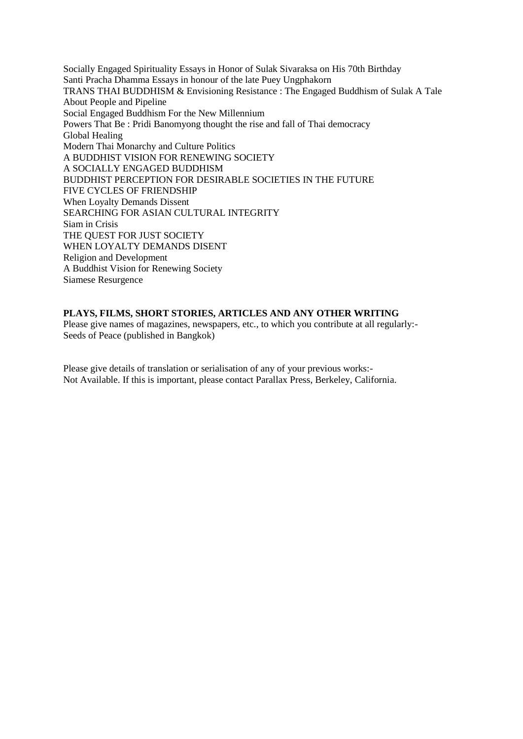Socially Engaged Spirituality Essays in Honor of Sulak Sivaraksa on His 70th Birthday
Santi Pracha Dhamma Essays in honour of the late Puey Ungphakorn
TRANS THAI BUDDHISM & Envisioning Resistance : The Engaged Buddhism of Sulak A Tale About People and Pipeline
Social Engaged Buddhism For the New Millennium
Powers That Be : Pridi Banomyong thought the rise and fall of Thai democracy
Global Healing
Modern Thai Monarchy and Culture Politics
A BUDDHIST VISION FOR RENEWING SOCIETY
A SOCIALLY ENGAGED BUDDHISM
BUDDHIST PERCEPTION FOR DESIRABLE SOCIETIES IN THE FUTURE
FIVE CYCLES OF FRIENDSHIP
When Loyalty Demands Dissent
SEARCHING FOR ASIAN CULTURAL INTEGRITY
Siam in Crisis
THE QUEST FOR JUST SOCIETY
WHEN LOYALTY DEMANDS DISENT
Religion and Development
A Buddhist Vision for Renewing Society
Siamese Resurgence

**PLAYS, FILMS, SHORT STORIES, ARTICLES AND ANY OTHER WRITING**

Please give names of magazines, newspapers, etc., to which you contribute at all regularly:-
Seeds of Peace (published in Bangkok)

Please give details of translation or serialisation of any of your previous works:-
Not Available. If this is important, please contact Parallax Press, Berkeley, California.